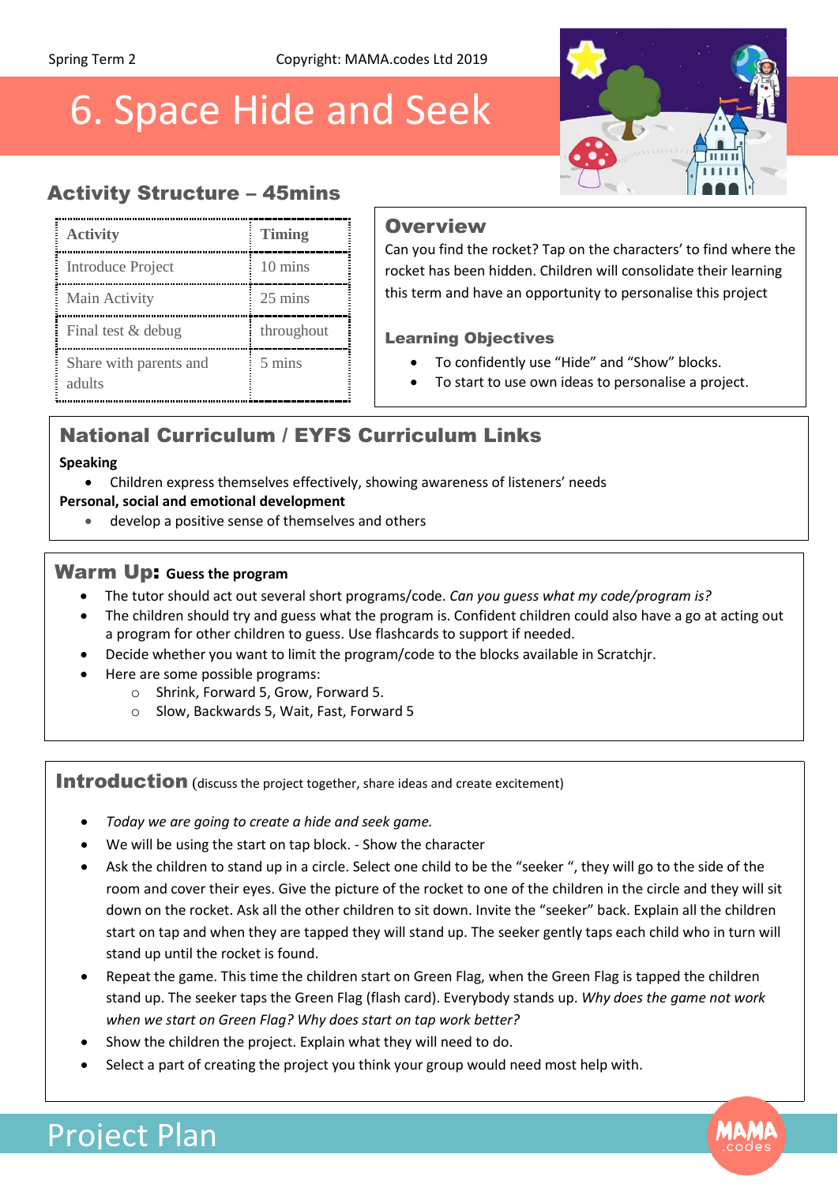Spring Term 2 Copyright: MAMA.codes Ltd 2019

# 6. Space Hide and Seek

## Activity Structure – 45mins

| Activity | Timing |
| --- | --- |
| Introduce Project | 10 mins |
| Main Activity | 25 mins |
| Final test & debug | throughout |
| Share with parents and adults | 5 mins |

## Overview

Can you find the rocket? Tap on the characters' to find where the rocket has been hidden. Children will consolidate their learning this term and have an opportunity to personalise this project

### Learning Objectives

- To confidently use "Hide" and "Show" blocks.
- To start to use own ideas to personalise a project.

## National Curriculum / EYFS Curriculum Links

**Speaking**

- Children express themselves effectively, showing awareness of listeners' needs

**Personal, social and emotional development**

- develop a positive sense of themselves and others

## Warm Up: Guess the program

- The tutor should act out several short programs/code. *Can you guess what my code/program is?*
- The children should try and guess what the program is. Confident children could also have a go at acting out a program for other children to guess. Use flashcards to support if needed.
- Decide whether you want to limit the program/code to the blocks available in Scratchjr.
- Here are some possible programs:
  - Shrink, Forward 5, Grow, Forward 5.
  - Slow, Backwards 5, Wait, Fast, Forward 5

## Introduction (discuss the project together, share ideas and create excitement)

- *Today we are going to create a hide and seek game.*
- We will be using the start on tap block. - Show the character
- Ask the children to stand up in a circle. Select one child to be the "seeker ", they will go to the side of the room and cover their eyes. Give the picture of the rocket to one of the children in the circle and they will sit down on the rocket. Ask all the other children to sit down. Invite the "seeker" back. Explain all the children start on tap and when they are tapped they will stand up. The seeker gently taps each child who in turn will stand up until the rocket is found.
- Repeat the game. This time the children start on Green Flag, when the Green Flag is tapped the children stand up. The seeker taps the Green Flag (flash card). Everybody stands up. *Why does the game not work when we start on Green Flag? Why does start on tap work better?*
- Show the children the project. Explain what they will need to do.
- Select a part of creating the project you think your group would need most help with.

## Project Plan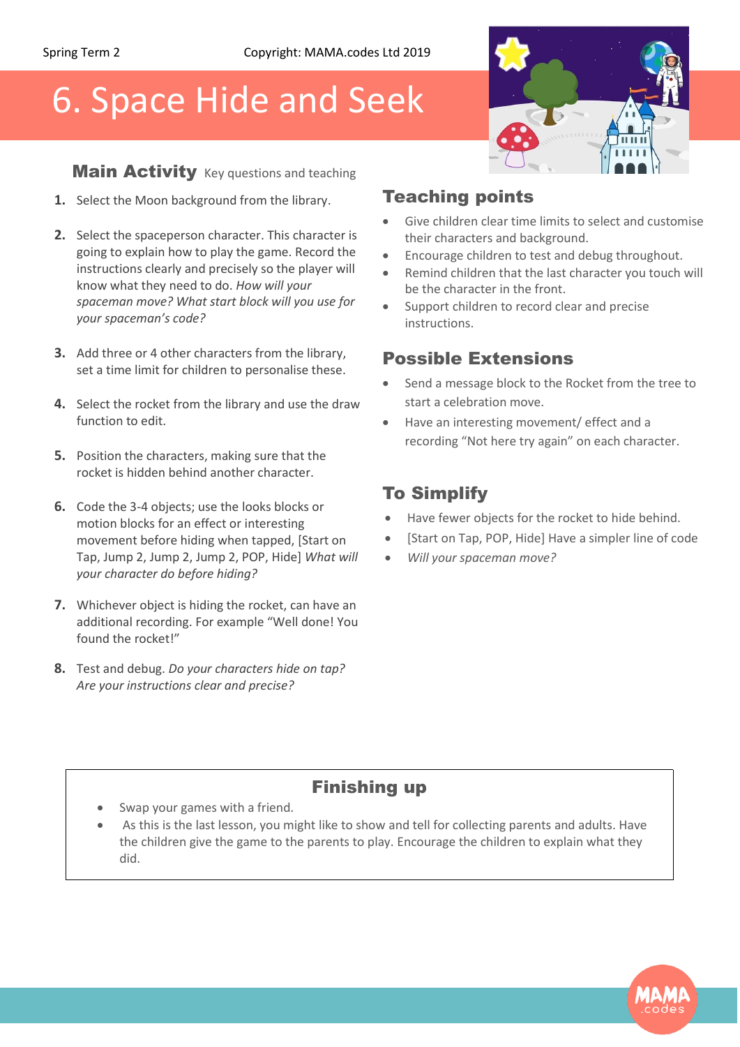Spring Term 2 Copyright: MAMA.codes Ltd 2019

# 6. Space Hide and Seek

## Main Activity Key questions and teaching

1. Select the Moon background from the library.

2. Select the spaceperson character. This character is going to explain how to play the game. Record the instructions clearly and precisely so the player will know what they need to do. *How will your spaceman move? What start block will you use for your spaceman's code?*

3. Add three or 4 other characters from the library, set a time limit for children to personalise these.

4. Select the rocket from the library and use the draw function to edit.

5. Position the characters, making sure that the rocket is hidden behind another character.

6. Code the 3-4 objects; use the looks blocks or motion blocks for an effect or interesting movement before hiding when tapped, [Start on Tap, Jump 2, Jump 2, Jump 2, POP, Hide] *What will your character do before hiding?*

7. Whichever object is hiding the rocket, can have an additional recording. For example "Well done! You found the rocket!"

8. Test and debug. *Do your characters hide on tap? Are your instructions clear and precise?*

## Teaching points

- Give children clear time limits to select and customise their characters and background.
- Encourage children to test and debug throughout.
- Remind children that the last character you touch will be the character in the front.
- Support children to record clear and precise instructions.

## Possible Extensions

- Send a message block to the Rocket from the tree to start a celebration move.
- Have an interesting movement/ effect and a recording "Not here try again" on each character.

## To Simplify

- Have fewer objects for the rocket to hide behind.
- [Start on Tap, POP, Hide] Have a simpler line of code
- *Will your spaceman move?*

## Finishing up

- Swap your games with a friend.
- As this is the last lesson, you might like to show and tell for collecting parents and adults. Have the children give the game to the parents to play. Encourage the children to explain what they did.